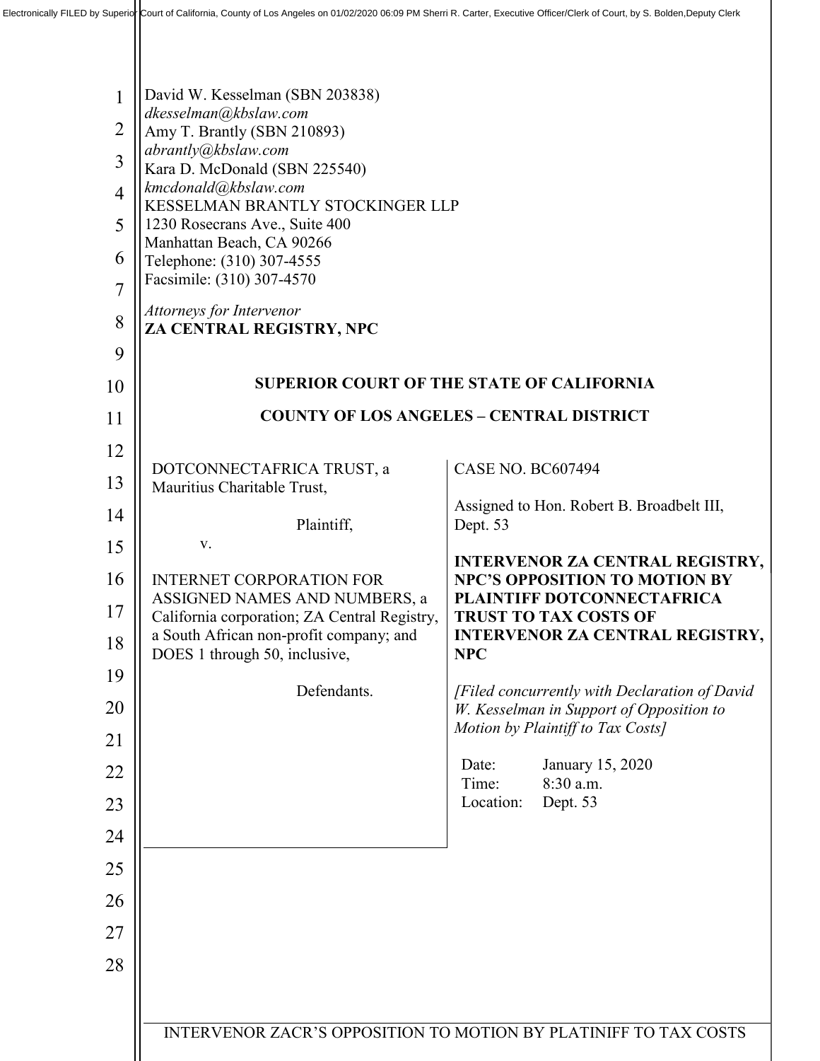Electronically FILED by Superior Court of California, County of Los Angeles on 01/02/2020 06:09 PM Sherri R. Carter, Executive Officer/Clerk of Court, by S. Bolden,Deputy Clerk

David W. Kesselman (SBN 203838)
*dkesselman@kbslaw.com*
Amy T. Brantly (SBN 210893)
*abrantly@kbslaw.com*
Kara D. McDonald (SBN 225540)
*kmcdonald@kbslaw.com*
KESSELMAN BRANTLY STOCKINGER LLP
1230 Rosecrans Ave., Suite 400
Manhattan Beach, CA 90266
Telephone: (310) 307-4555
Facsimile: (310) 307-4570

*Attorneys for Intervenor*
**ZA CENTRAL REGISTRY, NPC**

**SUPERIOR COURT OF THE STATE OF CALIFORNIA**

**COUNTY OF LOS ANGELES – CENTRAL DISTRICT**

DOTCONNECTAFRICA TRUST, a Mauritius Charitable Trust,

Plaintiff,

v.

INTERNET CORPORATION FOR ASSIGNED NAMES AND NUMBERS, a California corporation; ZA Central Registry, a South African non-profit company; and DOES 1 through 50, inclusive,

Defendants.

CASE NO. BC607494

Assigned to Hon. Robert B. Broadbelt III, Dept. 53

**INTERVENOR ZA CENTRAL REGISTRY, NPC'S OPPOSITION TO MOTION BY PLAINTIFF DOTCONNECTAFRICA TRUST TO TAX COSTS OF INTERVENOR ZA CENTRAL REGISTRY, NPC**

*[Filed concurrently with Declaration of David W. Kesselman in Support of Opposition to Motion by Plaintiff to Tax Costs]*

Date: January 15, 2020
Time: 8:30 a.m.
Location: Dept. 53

INTERVENOR ZACR'S OPPOSITION TO MOTION BY PLATINIFF TO TAX COSTS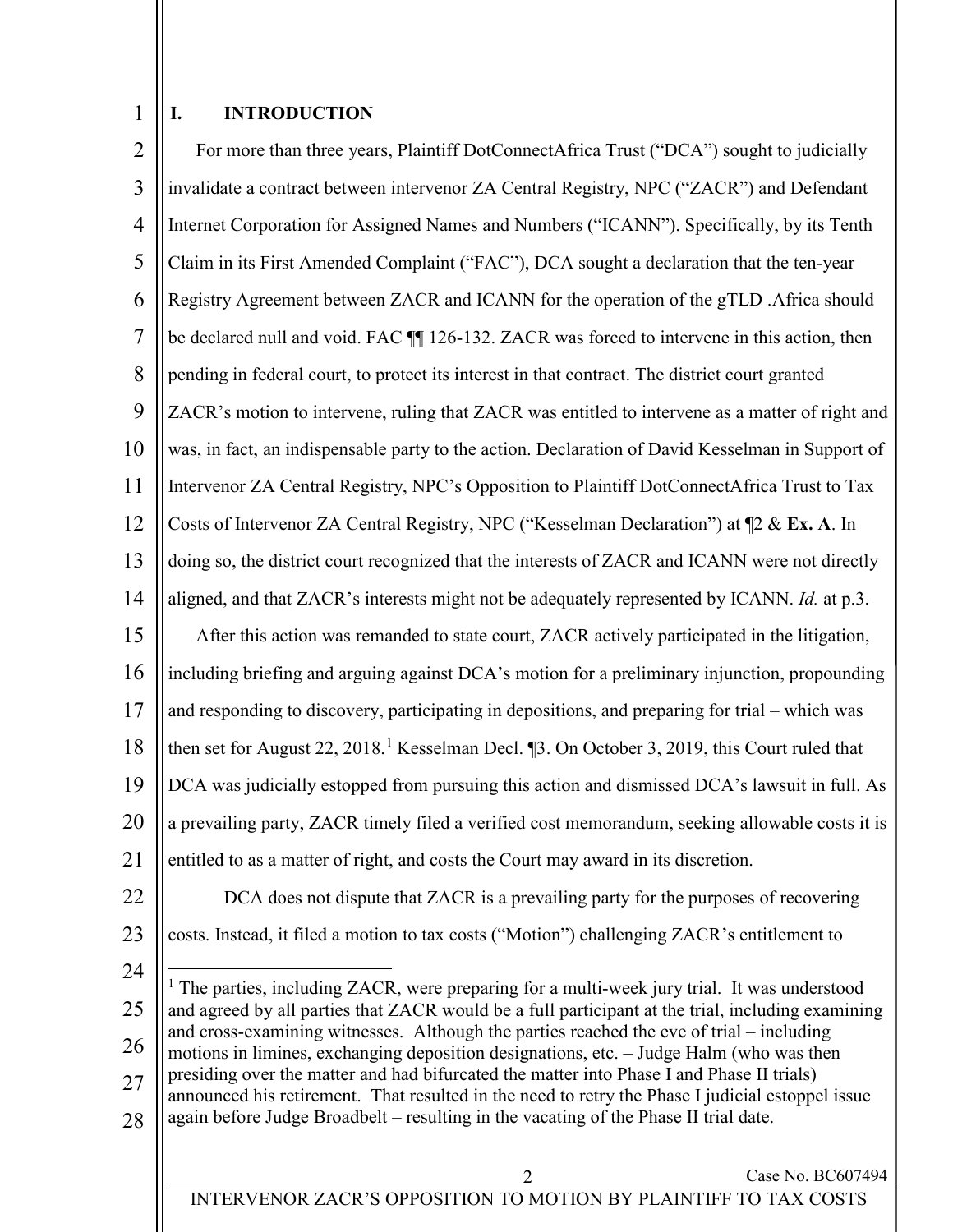## I. INTRODUCTION

For more than three years, Plaintiff DotConnectAfrica Trust ("DCA") sought to judicially invalidate a contract between intervenor ZA Central Registry, NPC ("ZACR") and Defendant Internet Corporation for Assigned Names and Numbers ("ICANN"). Specifically, by its Tenth Claim in its First Amended Complaint ("FAC"), DCA sought a declaration that the ten-year Registry Agreement between ZACR and ICANN for the operation of the gTLD .Africa should be declared null and void. FAC ¶¶ 126-132. ZACR was forced to intervene in this action, then pending in federal court, to protect its interest in that contract. The district court granted ZACR's motion to intervene, ruling that ZACR was entitled to intervene as a matter of right and was, in fact, an indispensable party to the action. Declaration of David Kesselman in Support of Intervenor ZA Central Registry, NPC's Opposition to Plaintiff DotConnectAfrica Trust to Tax Costs of Intervenor ZA Central Registry, NPC ("Kesselman Declaration") at ¶2 & **Ex. A**. In doing so, the district court recognized that the interests of ZACR and ICANN were not directly aligned, and that ZACR's interests might not be adequately represented by ICANN. *Id.* at p.3.

After this action was remanded to state court, ZACR actively participated in the litigation, including briefing and arguing against DCA's motion for a preliminary injunction, propounding and responding to discovery, participating in depositions, and preparing for trial – which was then set for August 22, 2018.[1] Kesselman Decl. ¶3. On October 3, 2019, this Court ruled that DCA was judicially estopped from pursuing this action and dismissed DCA's lawsuit in full. As a prevailing party, ZACR timely filed a verified cost memorandum, seeking allowable costs it is entitled to as a matter of right, and costs the Court may award in its discretion.

DCA does not dispute that ZACR is a prevailing party for the purposes of recovering costs. Instead, it filed a motion to tax costs ("Motion") challenging ZACR's entitlement to

---

[1] The parties, including ZACR, were preparing for a multi-week jury trial. It was understood and agreed by all parties that ZACR would be a full participant at the trial, including examining and cross-examining witnesses. Although the parties reached the eve of trial – including motions in limines, exchanging deposition designations, etc. – Judge Halm (who was then presiding over the matter and had bifurcated the matter into Phase I and Phase II trials) announced his retirement. That resulted in the need to retry the Phase I judicial estoppel issue again before Judge Broadbelt – resulting in the vacating of the Phase II trial date.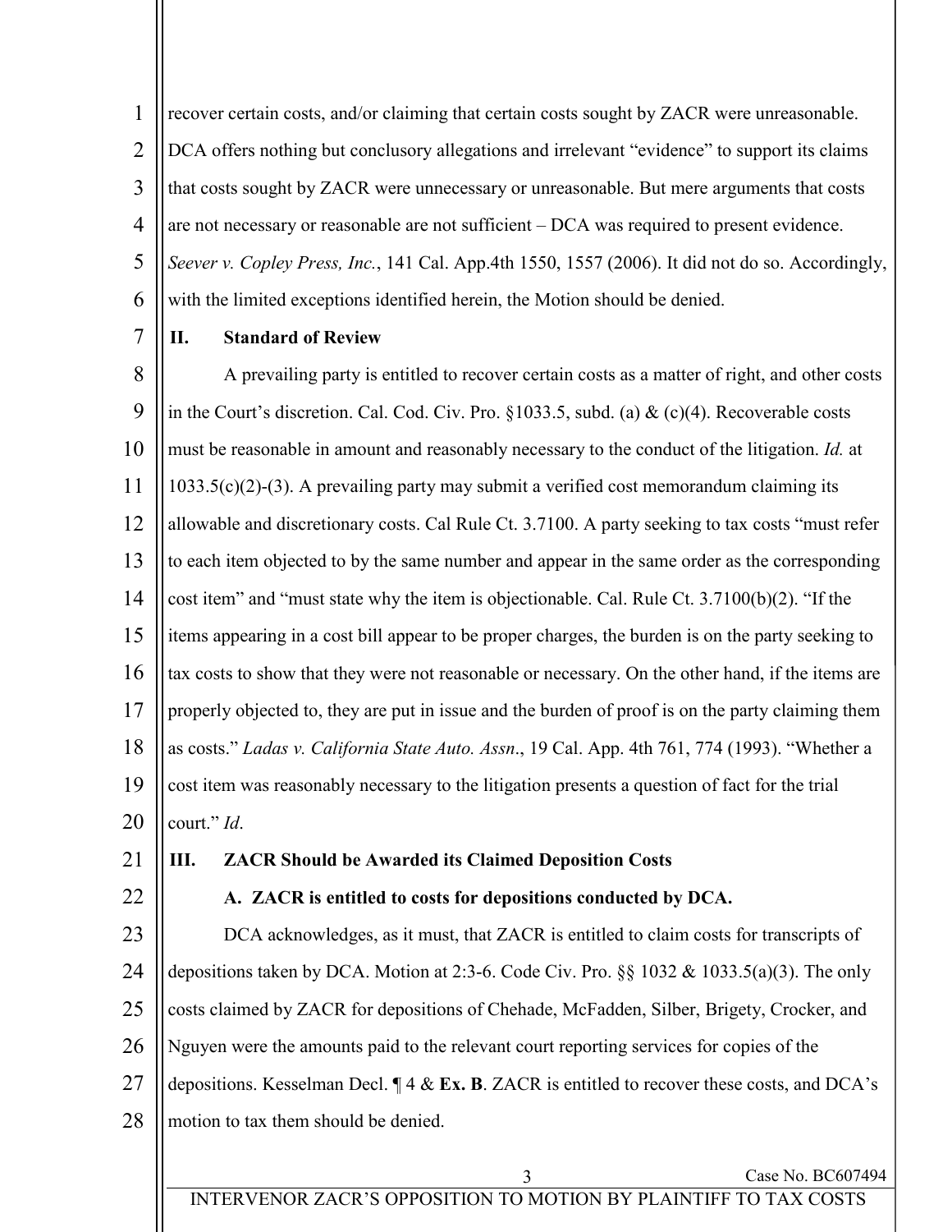recover certain costs, and/or claiming that certain costs sought by ZACR were unreasonable. DCA offers nothing but conclusory allegations and irrelevant "evidence" to support its claims that costs sought by ZACR were unnecessary or unreasonable. But mere arguments that costs are not necessary or reasonable are not sufficient – DCA was required to present evidence. *Seever v. Copley Press, Inc.*, 141 Cal. App.4th 1550, 1557 (2006). It did not do so. Accordingly, with the limited exceptions identified herein, the Motion should be denied.

## II. Standard of Review

A prevailing party is entitled to recover certain costs as a matter of right, and other costs in the Court's discretion. Cal. Cod. Civ. Pro. §1033.5, subd. (a) & (c)(4). Recoverable costs must be reasonable in amount and reasonably necessary to the conduct of the litigation. *Id.* at 1033.5(c)(2)-(3). A prevailing party may submit a verified cost memorandum claiming its allowable and discretionary costs. Cal Rule Ct. 3.7100. A party seeking to tax costs "must refer to each item objected to by the same number and appear in the same order as the corresponding cost item" and "must state why the item is objectionable. Cal. Rule Ct. 3.7100(b)(2). "If the items appearing in a cost bill appear to be proper charges, the burden is on the party seeking to tax costs to show that they were not reasonable or necessary. On the other hand, if the items are properly objected to, they are put in issue and the burden of proof is on the party claiming them as costs." *Ladas v. California State Auto. Assn*., 19 Cal. App. 4th 761, 774 (1993). "Whether a cost item was reasonably necessary to the litigation presents a question of fact for the trial court." *Id*.

## III. ZACR Should be Awarded its Claimed Deposition Costs

### A. ZACR is entitled to costs for depositions conducted by DCA.

DCA acknowledges, as it must, that ZACR is entitled to claim costs for transcripts of depositions taken by DCA. Motion at 2:3-6. Code Civ. Pro. §§ 1032 & 1033.5(a)(3). The only costs claimed by ZACR for depositions of Chehade, McFadden, Silber, Brigety, Crocker, and Nguyen were the amounts paid to the relevant court reporting services for copies of the depositions. Kesselman Decl. ¶ 4 & **Ex. B**. ZACR is entitled to recover these costs, and DCA's motion to tax them should be denied.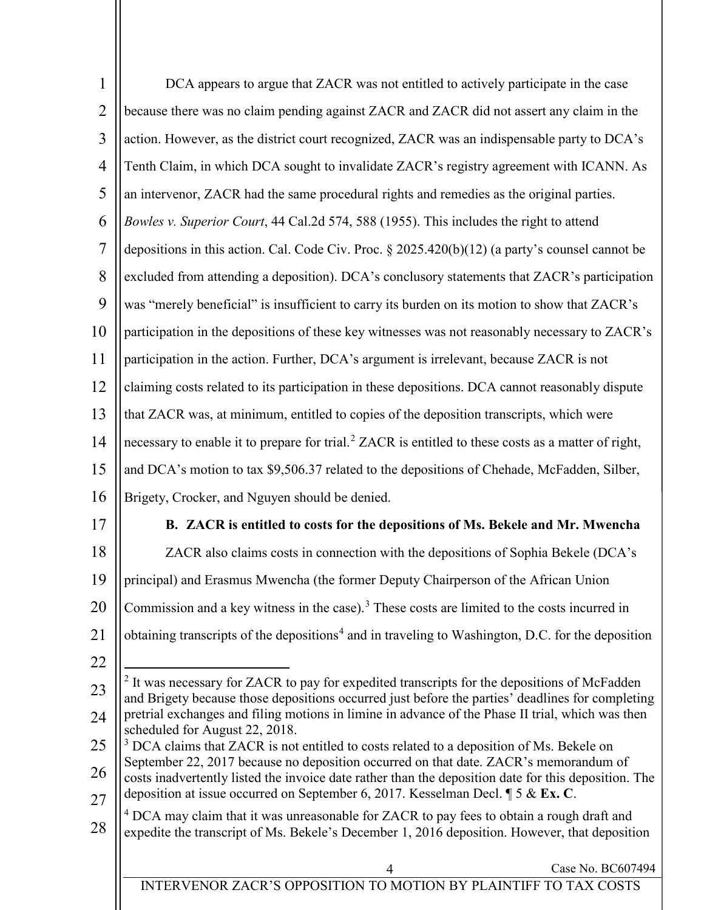DCA appears to argue that ZACR was not entitled to actively participate in the case because there was no claim pending against ZACR and ZACR did not assert any claim in the action. However, as the district court recognized, ZACR was an indispensable party to DCA's Tenth Claim, in which DCA sought to invalidate ZACR's registry agreement with ICANN. As an intervenor, ZACR had the same procedural rights and remedies as the original parties. *Bowles v. Superior Court*, 44 Cal.2d 574, 588 (1955). This includes the right to attend depositions in this action. Cal. Code Civ. Proc. § 2025.420(b)(12) (a party's counsel cannot be excluded from attending a deposition). DCA's conclusory statements that ZACR's participation was "merely beneficial" is insufficient to carry its burden on its motion to show that ZACR's participation in the depositions of these key witnesses was not reasonably necessary to ZACR's participation in the action. Further, DCA's argument is irrelevant, because ZACR is not claiming costs related to its participation in these depositions. DCA cannot reasonably dispute that ZACR was, at minimum, entitled to copies of the deposition transcripts, which were necessary to enable it to prepare for trial.[2] ZACR is entitled to these costs as a matter of right, and DCA's motion to tax $9,506.37 related to the depositions of Chehade, McFadden, Silber, Brigety, Crocker, and Nguyen should be denied.

**B. ZACR is entitled to costs for the depositions of Ms. Bekele and Mr. Mwencha**

ZACR also claims costs in connection with the depositions of Sophia Bekele (DCA's principal) and Erasmus Mwencha (the former Deputy Chairperson of the African Union Commission and a key witness in the case).[3] These costs are limited to the costs incurred in obtaining transcripts of the depositions[4] and in traveling to Washington, D.C. for the deposition

---

[2] It was necessary for ZACR to pay for expedited transcripts for the depositions of McFadden and Brigety because those depositions occurred just before the parties' deadlines for completing pretrial exchanges and filing motions in limine in advance of the Phase II trial, which was then scheduled for August 22, 2018.

[3] DCA claims that ZACR is not entitled to costs related to a deposition of Ms. Bekele on September 22, 2017 because no deposition occurred on that date. ZACR's memorandum of costs inadvertently listed the invoice date rather than the deposition date for this deposition. The deposition at issue occurred on September 6, 2017. Kesselman Decl. ¶ 5 & **Ex. C**.

[4] DCA may claim that it was unreasonable for ZACR to pay fees to obtain a rough draft and expedite the transcript of Ms. Bekele's December 1, 2016 deposition. However, that deposition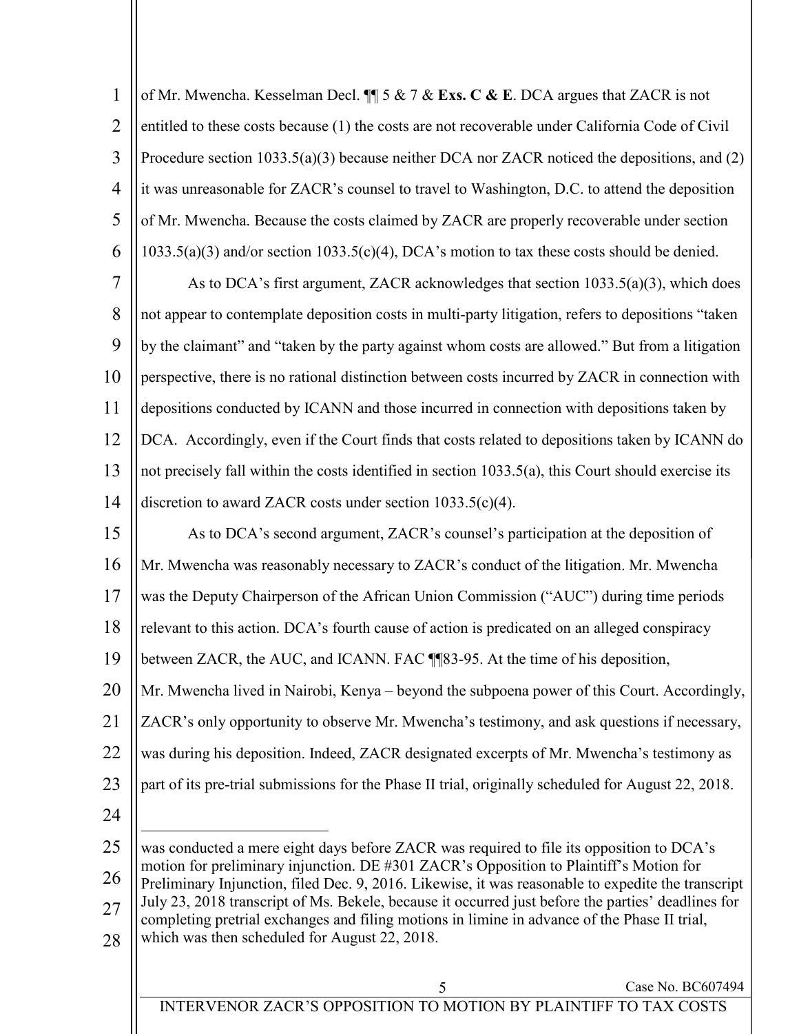of Mr. Mwencha. Kesselman Decl. ¶¶ 5 & 7 & **Exs. C & E**. DCA argues that ZACR is not entitled to these costs because (1) the costs are not recoverable under California Code of Civil Procedure section 1033.5(a)(3) because neither DCA nor ZACR noticed the depositions, and (2) it was unreasonable for ZACR's counsel to travel to Washington, D.C. to attend the deposition of Mr. Mwencha. Because the costs claimed by ZACR are properly recoverable under section 1033.5(a)(3) and/or section 1033.5(c)(4), DCA's motion to tax these costs should be denied.

As to DCA's first argument, ZACR acknowledges that section 1033.5(a)(3), which does not appear to contemplate deposition costs in multi-party litigation, refers to depositions "taken by the claimant" and "taken by the party against whom costs are allowed." But from a litigation perspective, there is no rational distinction between costs incurred by ZACR in connection with depositions conducted by ICANN and those incurred in connection with depositions taken by DCA. Accordingly, even if the Court finds that costs related to depositions taken by ICANN do not precisely fall within the costs identified in section 1033.5(a), this Court should exercise its discretion to award ZACR costs under section 1033.5(c)(4).

As to DCA's second argument, ZACR's counsel's participation at the deposition of Mr. Mwencha was reasonably necessary to ZACR's conduct of the litigation. Mr. Mwencha was the Deputy Chairperson of the African Union Commission ("AUC") during time periods relevant to this action. DCA's fourth cause of action is predicated on an alleged conspiracy between ZACR, the AUC, and ICANN. FAC ¶¶83-95. At the time of his deposition, Mr. Mwencha lived in Nairobi, Kenya – beyond the subpoena power of this Court. Accordingly, ZACR's only opportunity to observe Mr. Mwencha's testimony, and ask questions if necessary, was during his deposition. Indeed, ZACR designated excerpts of Mr. Mwencha's testimony as part of its pre-trial submissions for the Phase II trial, originally scheduled for August 22, 2018.

---

was conducted a mere eight days before ZACR was required to file its opposition to DCA's motion for preliminary injunction. DE #301 ZACR's Opposition to Plaintiff's Motion for Preliminary Injunction, filed Dec. 9, 2016. Likewise, it was reasonable to expedite the transcript July 23, 2018 transcript of Ms. Bekele, because it occurred just before the parties' deadlines for completing pretrial exchanges and filing motions in limine in advance of the Phase II trial, which was then scheduled for August 22, 2018.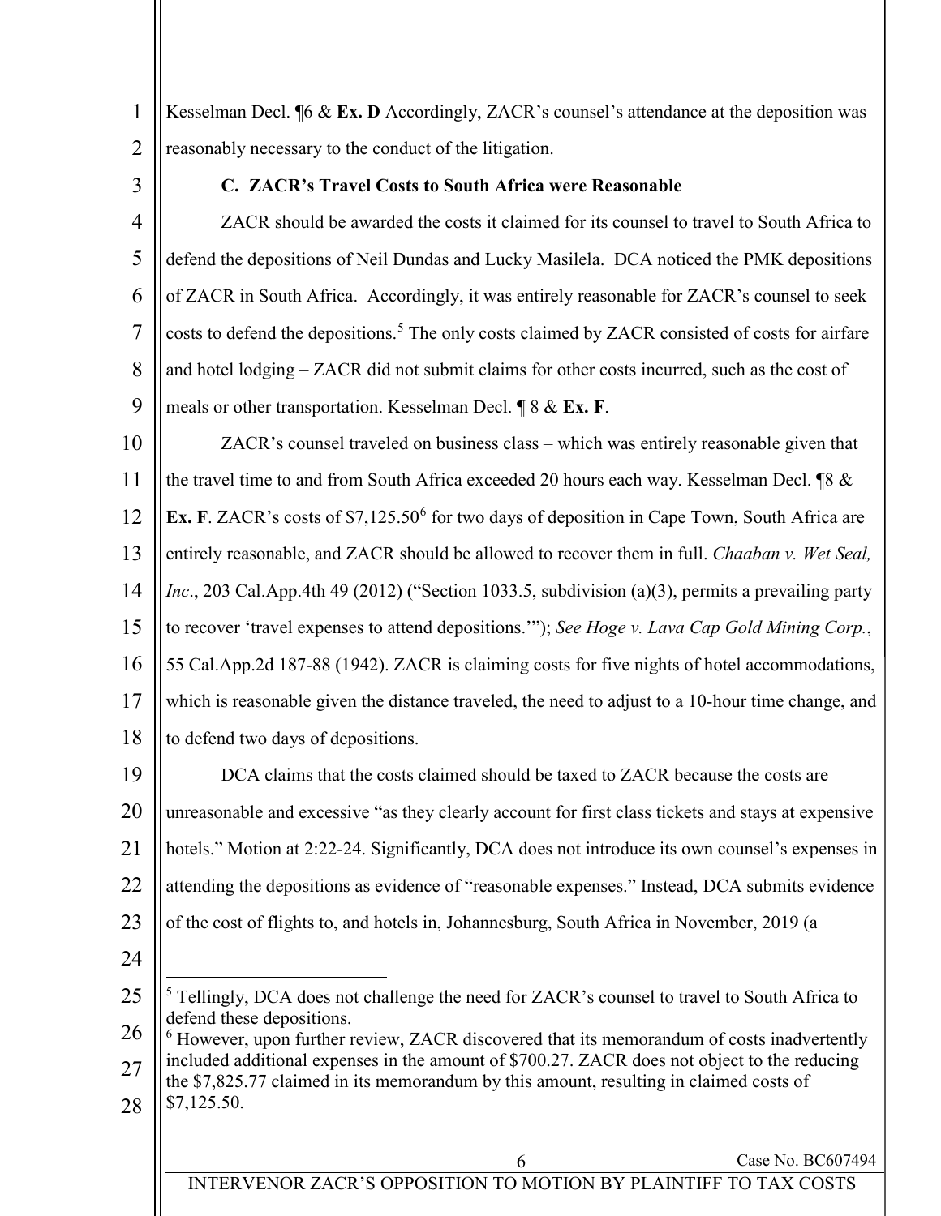Kesselman Decl. ¶6 & **Ex. D** Accordingly, ZACR's counsel's attendance at the deposition was reasonably necessary to the conduct of the litigation.

### C. ZACR's Travel Costs to South Africa were Reasonable

ZACR should be awarded the costs it claimed for its counsel to travel to South Africa to defend the depositions of Neil Dundas and Lucky Masilela. DCA noticed the PMK depositions of ZACR in South Africa. Accordingly, it was entirely reasonable for ZACR's counsel to seek costs to defend the depositions.[5] The only costs claimed by ZACR consisted of costs for airfare and hotel lodging – ZACR did not submit claims for other costs incurred, such as the cost of meals or other transportation. Kesselman Decl. ¶ 8 & **Ex. F**.

ZACR's counsel traveled on business class – which was entirely reasonable given that the travel time to and from South Africa exceeded 20 hours each way. Kesselman Decl. ¶8 & **Ex. F**. ZACR's costs of $7,125.50[6] for two days of deposition in Cape Town, South Africa are entirely reasonable, and ZACR should be allowed to recover them in full. *Chaaban v. Wet Seal, Inc*., 203 Cal.App.4th 49 (2012) ("Section 1033.5, subdivision (a)(3), permits a prevailing party to recover 'travel expenses to attend depositions.'"); *See Hoge v. Lava Cap Gold Mining Corp.*, 55 Cal.App.2d 187-88 (1942). ZACR is claiming costs for five nights of hotel accommodations, which is reasonable given the distance traveled, the need to adjust to a 10-hour time change, and to defend two days of depositions.

DCA claims that the costs claimed should be taxed to ZACR because the costs are unreasonable and excessive "as they clearly account for first class tickets and stays at expensive hotels." Motion at 2:22-24. Significantly, DCA does not introduce its own counsel's expenses in attending the depositions as evidence of "reasonable expenses." Instead, DCA submits evidence of the cost of flights to, and hotels in, Johannesburg, South Africa in November, 2019 (a

---

[5] Tellingly, DCA does not challenge the need for ZACR's counsel to travel to South Africa to defend these depositions.

[6] However, upon further review, ZACR discovered that its memorandum of costs inadvertently included additional expenses in the amount of $700.27. ZACR does not object to the reducing the $7,825.77 claimed in its memorandum by this amount, resulting in claimed costs of $7,125.50.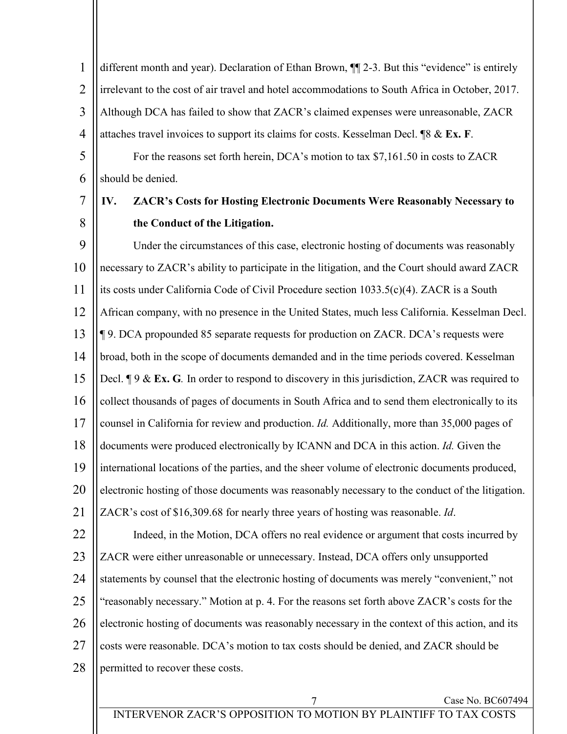different month and year). Declaration of Ethan Brown, ¶¶ 2-3. But this "evidence" is entirely irrelevant to the cost of air travel and hotel accommodations to South Africa in October, 2017. Although DCA has failed to show that ZACR's claimed expenses were unreasonable, ZACR attaches travel invoices to support its claims for costs. Kesselman Decl. ¶8 & **Ex. F**.

For the reasons set forth herein, DCA's motion to tax $7,161.50 in costs to ZACR should be denied.

## IV. ZACR's Costs for Hosting Electronic Documents Were Reasonably Necessary to the Conduct of the Litigation.

Under the circumstances of this case, electronic hosting of documents was reasonably necessary to ZACR's ability to participate in the litigation, and the Court should award ZACR its costs under California Code of Civil Procedure section 1033.5(c)(4). ZACR is a South African company, with no presence in the United States, much less California. Kesselman Decl. ¶ 9. DCA propounded 85 separate requests for production on ZACR. DCA's requests were broad, both in the scope of documents demanded and in the time periods covered. Kesselman Decl. ¶ 9 & **Ex. G***.* In order to respond to discovery in this jurisdiction, ZACR was required to collect thousands of pages of documents in South Africa and to send them electronically to its counsel in California for review and production. *Id.* Additionally, more than 35,000 pages of documents were produced electronically by ICANN and DCA in this action. *Id.* Given the international locations of the parties, and the sheer volume of electronic documents produced, electronic hosting of those documents was reasonably necessary to the conduct of the litigation. ZACR's cost of $16,309.68 for nearly three years of hosting was reasonable. *Id*.

Indeed, in the Motion, DCA offers no real evidence or argument that costs incurred by ZACR were either unreasonable or unnecessary. Instead, DCA offers only unsupported statements by counsel that the electronic hosting of documents was merely "convenient," not "reasonably necessary." Motion at p. 4. For the reasons set forth above ZACR's costs for the electronic hosting of documents was reasonably necessary in the context of this action, and its costs were reasonable. DCA's motion to tax costs should be denied, and ZACR should be permitted to recover these costs.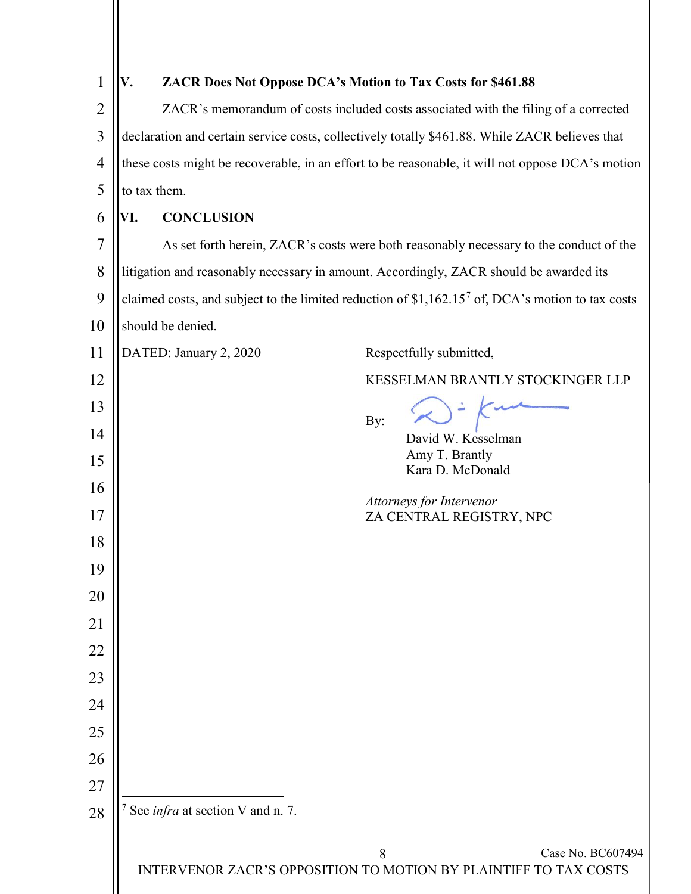### V. ZACR Does Not Oppose DCA's Motion to Tax Costs for $461.88

ZACR's memorandum of costs included costs associated with the filing of a corrected declaration and certain service costs, collectively totally $461.88. While ZACR believes that these costs might be recoverable, in an effort to be reasonable, it will not oppose DCA's motion to tax them.

### VI. CONCLUSION

As set forth herein, ZACR's costs were both reasonably necessary to the conduct of the litigation and reasonably necessary in amount. Accordingly, ZACR should be awarded its claimed costs, and subject to the limited reduction of $1,162.15[7] of, DCA's motion to tax costs should be denied.

DATED: January 2, 2020

Respectfully submitted,

KESSELMAN BRANTLY STOCKINGER LLP

By: ______________________________

David W. Kesselman
Amy T. Brantly
Kara D. McDonald

*Attorneys for Intervenor*
ZA CENTRAL REGISTRY, NPC

---

[7] See *infra* at section V and n. 7.

Case No. BC607494

INTERVENOR ZACR'S OPPOSITION TO MOTION BY PLAINTIFF TO TAX COSTS